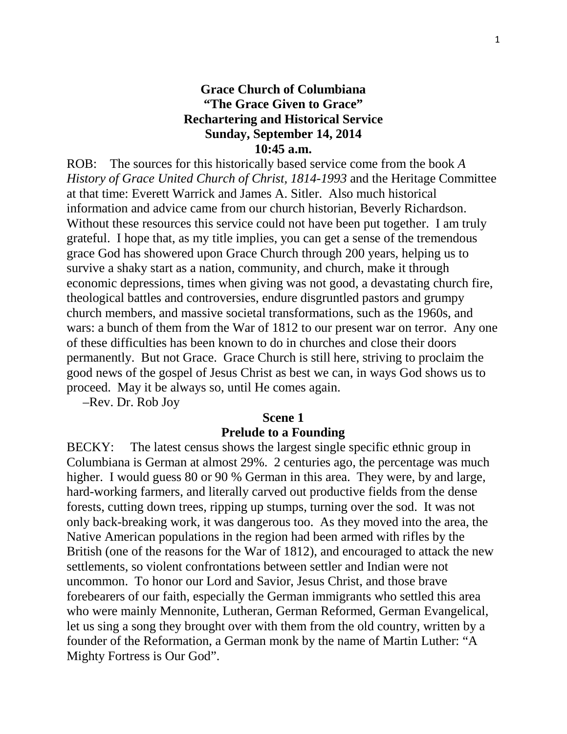# Grace Church of Columbiana
# "The Grace Given to Grace"
## Rechartering and Historical Service
## Sunday, September 14, 2014
## 10:45 a.m.

ROB: The sources for this historically based service come from the book *A History of Grace United Church of Christ, 1814-1993* and the Heritage Committee at that time: Everett Warrick and James A. Sitler. Also much historical information and advice came from our church historian, Beverly Richardson. Without these resources this service could not have been put together. I am truly grateful. I hope that, as my title implies, you can get a sense of the tremendous grace God has showered upon Grace Church through 200 years, helping us to survive a shaky start as a nation, community, and church, make it through economic depressions, times when giving was not good, a devastating church fire, theological battles and controversies, endure disgruntled pastors and grumpy church members, and massive societal transformations, such as the 1960s, and wars: a bunch of them from the War of 1812 to our present war on terror. Any one of these difficulties has been known to do in churches and close their doors permanently. But not Grace. Grace Church is still here, striving to proclaim the good news of the gospel of Jesus Christ as best we can, in ways God shows us to proceed. May it be always so, until He comes again.

–Rev. Dr. Rob Joy

### Scene 1
### Prelude to a Founding

BECKY: The latest census shows the largest single specific ethnic group in Columbiana is German at almost 29%. 2 centuries ago, the percentage was much higher. I would guess 80 or 90 % German in this area. They were, by and large, hard-working farmers, and literally carved out productive fields from the dense forests, cutting down trees, ripping up stumps, turning over the sod. It was not only back-breaking work, it was dangerous too. As they moved into the area, the Native American populations in the region had been armed with rifles by the British (one of the reasons for the War of 1812), and encouraged to attack the new settlements, so violent confrontations between settler and Indian were not uncommon. To honor our Lord and Savior, Jesus Christ, and those brave forebearers of our faith, especially the German immigrants who settled this area who were mainly Mennonite, Lutheran, German Reformed, German Evangelical, let us sing a song they brought over with them from the old country, written by a founder of the Reformation, a German monk by the name of Martin Luther: "A Mighty Fortress is Our God".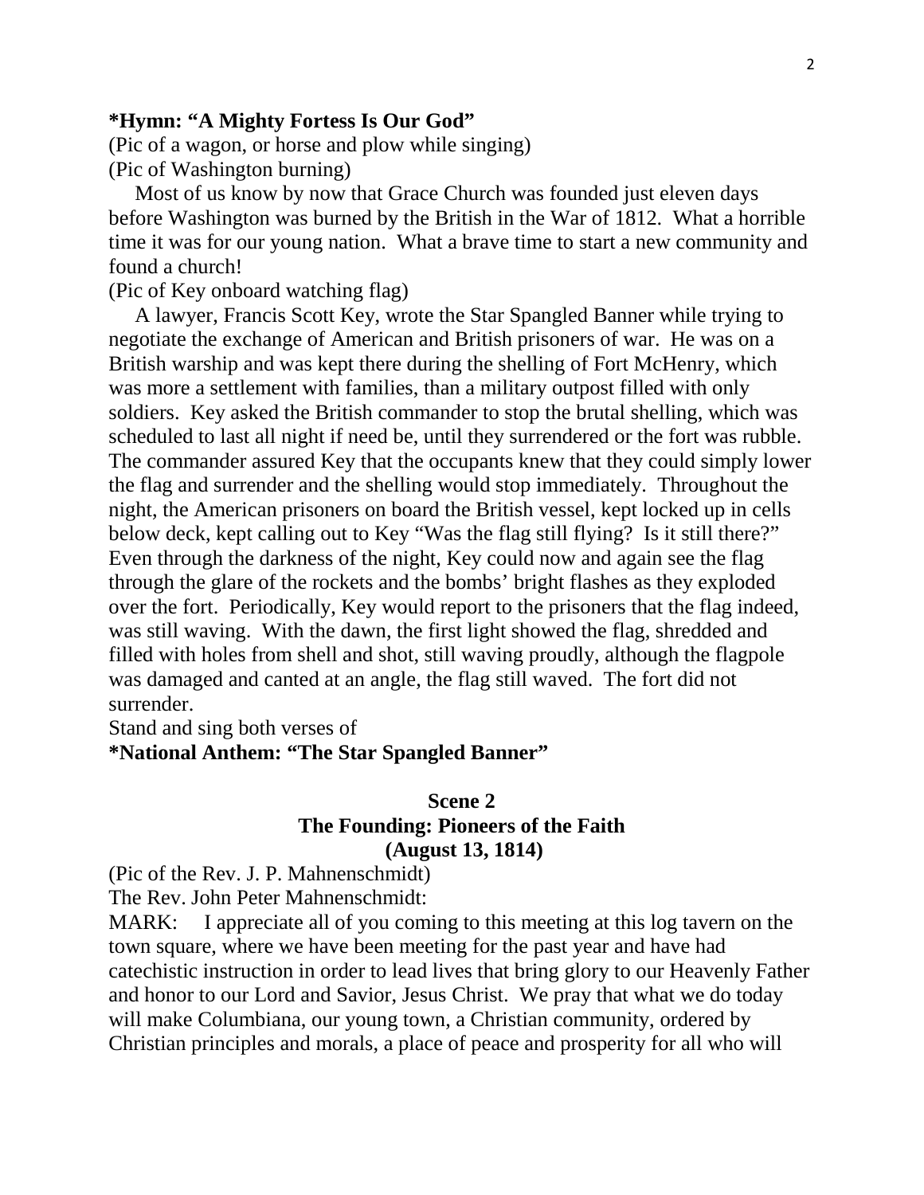**\*Hymn: "A Mighty Fortess Is Our God"**

(Pic of a wagon, or horse and plow while singing)

(Pic of Washington burning)

Most of us know by now that Grace Church was founded just eleven days before Washington was burned by the British in the War of 1812. What a horrible time it was for our young nation. What a brave time to start a new community and found a church!

(Pic of Key onboard watching flag)

A lawyer, Francis Scott Key, wrote the Star Spangled Banner while trying to negotiate the exchange of American and British prisoners of war. He was on a British warship and was kept there during the shelling of Fort McHenry, which was more a settlement with families, than a military outpost filled with only soldiers. Key asked the British commander to stop the brutal shelling, which was scheduled to last all night if need be, until they surrendered or the fort was rubble. The commander assured Key that the occupants knew that they could simply lower the flag and surrender and the shelling would stop immediately. Throughout the night, the American prisoners on board the British vessel, kept locked up in cells below deck, kept calling out to Key "Was the flag still flying? Is it still there?" Even through the darkness of the night, Key could now and again see the flag through the glare of the rockets and the bombs' bright flashes as they exploded over the fort. Periodically, Key would report to the prisoners that the flag indeed, was still waving. With the dawn, the first light showed the flag, shredded and filled with holes from shell and shot, still waving proudly, although the flagpole was damaged and canted at an angle, the flag still waved. The fort did not surrender.

Stand and sing both verses of

**\*National Anthem: "The Star Spangled Banner"**

## Scene 2
## The Founding: Pioneers of the Faith
## (August 13, 1814)

(Pic of the Rev. J. P. Mahnenschmidt)

The Rev. John Peter Mahnenschmidt:

MARK: I appreciate all of you coming to this meeting at this log tavern on the town square, where we have been meeting for the past year and have had catechistic instruction in order to lead lives that bring glory to our Heavenly Father and honor to our Lord and Savior, Jesus Christ. We pray that what we do today will make Columbiana, our young town, a Christian community, ordered by Christian principles and morals, a place of peace and prosperity for all who will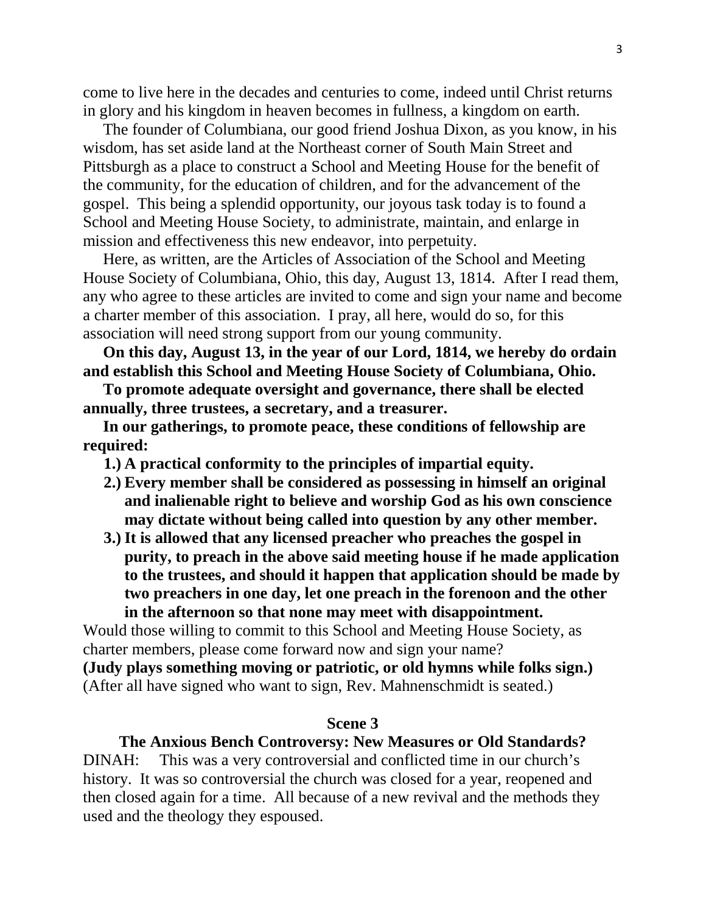come to live here in the decades and centuries to come, indeed until Christ returns in glory and his kingdom in heaven becomes in fullness, a kingdom on earth.

The founder of Columbiana, our good friend Joshua Dixon, as you know, in his wisdom, has set aside land at the Northeast corner of South Main Street and Pittsburgh as a place to construct a School and Meeting House for the benefit of the community, for the education of children, and for the advancement of the gospel. This being a splendid opportunity, our joyous task today is to found a School and Meeting House Society, to administrate, maintain, and enlarge in mission and effectiveness this new endeavor, into perpetuity.

Here, as written, are the Articles of Association of the School and Meeting House Society of Columbiana, Ohio, this day, August 13, 1814. After I read them, any who agree to these articles are invited to come and sign your name and become a charter member of this association. I pray, all here, would do so, for this association will need strong support from our young community.

**On this day, August 13, in the year of our Lord, 1814, we hereby do ordain and establish this School and Meeting House Society of Columbiana, Ohio.**

**To promote adequate oversight and governance, there shall be elected annually, three trustees, a secretary, and a treasurer.**

**In our gatherings, to promote peace, these conditions of fellowship are required:**

1. **A practical conformity to the principles of impartial equity.**
2. **Every member shall be considered as possessing in himself an original and inalienable right to believe and worship God as his own conscience may dictate without being called into question by any other member.**
3. **It is allowed that any licensed preacher who preaches the gospel in purity, to preach in the above said meeting house if he made application to the trustees, and should it happen that application should be made by two preachers in one day, let one preach in the forenoon and the other in the afternoon so that none may meet with disappointment.**

Would those willing to commit to this School and Meeting House Society, as charter members, please come forward now and sign your name?

**(Judy plays something moving or patriotic, or old hymns while folks sign.)**

(After all have signed who want to sign, Rev. Mahnenschmidt is seated.)

## Scene 3

### The Anxious Bench Controversy: New Measures or Old Standards?

DINAH: This was a very controversial and conflicted time in our church's history. It was so controversial the church was closed for a year, reopened and then closed again for a time. All because of a new revival and the methods they used and the theology they espoused.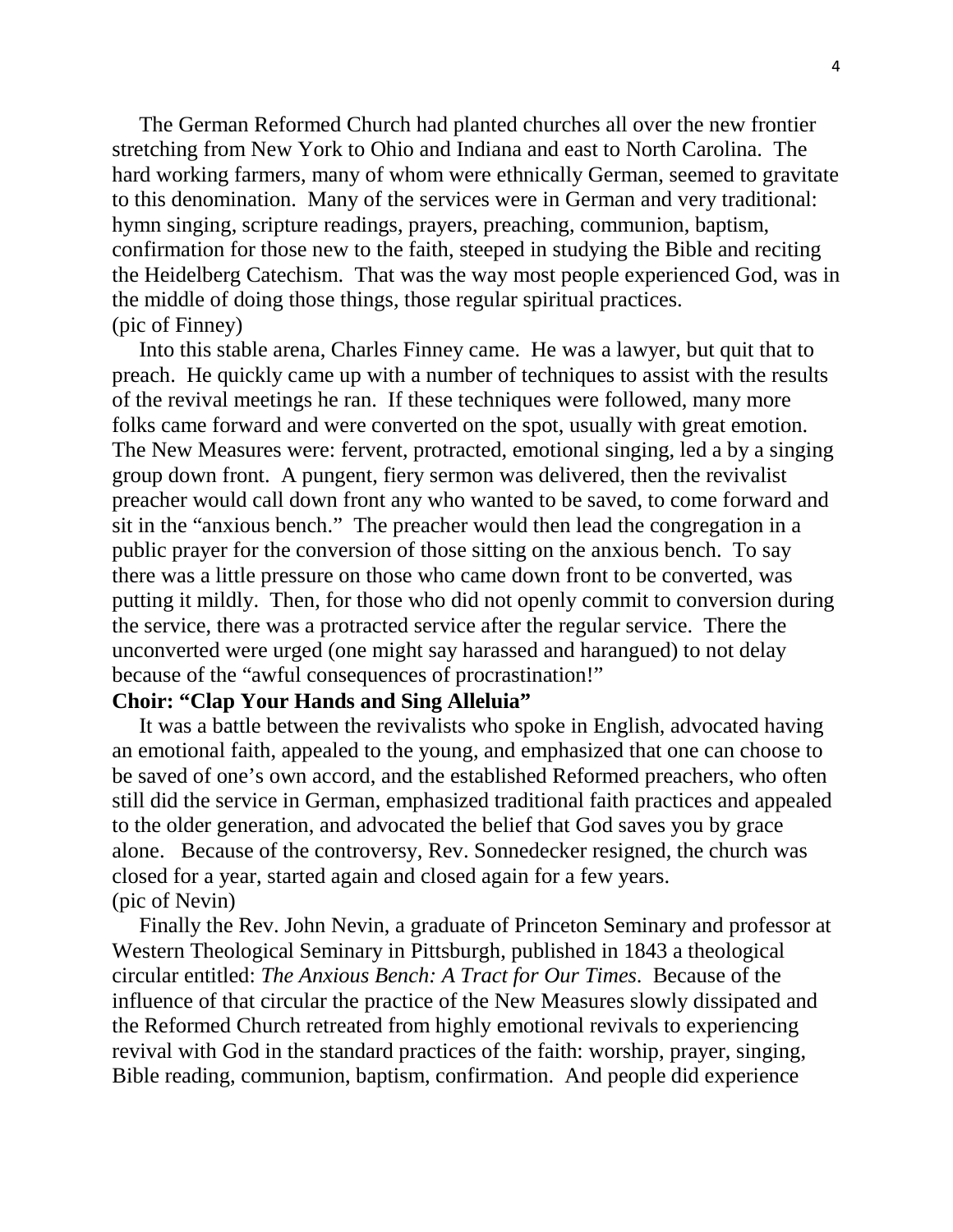The German Reformed Church had planted churches all over the new frontier stretching from New York to Ohio and Indiana and east to North Carolina. The hard working farmers, many of whom were ethnically German, seemed to gravitate to this denomination. Many of the services were in German and very traditional: hymn singing, scripture readings, prayers, preaching, communion, baptism, confirmation for those new to the faith, steeped in studying the Bible and reciting the Heidelberg Catechism. That was the way most people experienced God, was in the middle of doing those things, those regular spiritual practices.

(pic of Finney)

Into this stable arena, Charles Finney came. He was a lawyer, but quit that to preach. He quickly came up with a number of techniques to assist with the results of the revival meetings he ran. If these techniques were followed, many more folks came forward and were converted on the spot, usually with great emotion. The New Measures were: fervent, protracted, emotional singing, led a by a singing group down front. A pungent, fiery sermon was delivered, then the revivalist preacher would call down front any who wanted to be saved, to come forward and sit in the "anxious bench." The preacher would then lead the congregation in a public prayer for the conversion of those sitting on the anxious bench. To say there was a little pressure on those who came down front to be converted, was putting it mildly. Then, for those who did not openly commit to conversion during the service, there was a protracted service after the regular service. There the unconverted were urged (one might say harassed and harangued) to not delay because of the "awful consequences of procrastination!"

**Choir: "Clap Your Hands and Sing Alleluia"**

It was a battle between the revivalists who spoke in English, advocated having an emotional faith, appealed to the young, and emphasized that one can choose to be saved of one's own accord, and the established Reformed preachers, who often still did the service in German, emphasized traditional faith practices and appealed to the older generation, and advocated the belief that God saves you by grace alone. Because of the controversy, Rev. Sonnedecker resigned, the church was closed for a year, started again and closed again for a few years.

(pic of Nevin)

Finally the Rev. John Nevin, a graduate of Princeton Seminary and professor at Western Theological Seminary in Pittsburgh, published in 1843 a theological circular entitled: *The Anxious Bench: A Tract for Our Times*. Because of the influence of that circular the practice of the New Measures slowly dissipated and the Reformed Church retreated from highly emotional revivals to experiencing revival with God in the standard practices of the faith: worship, prayer, singing, Bible reading, communion, baptism, confirmation. And people did experience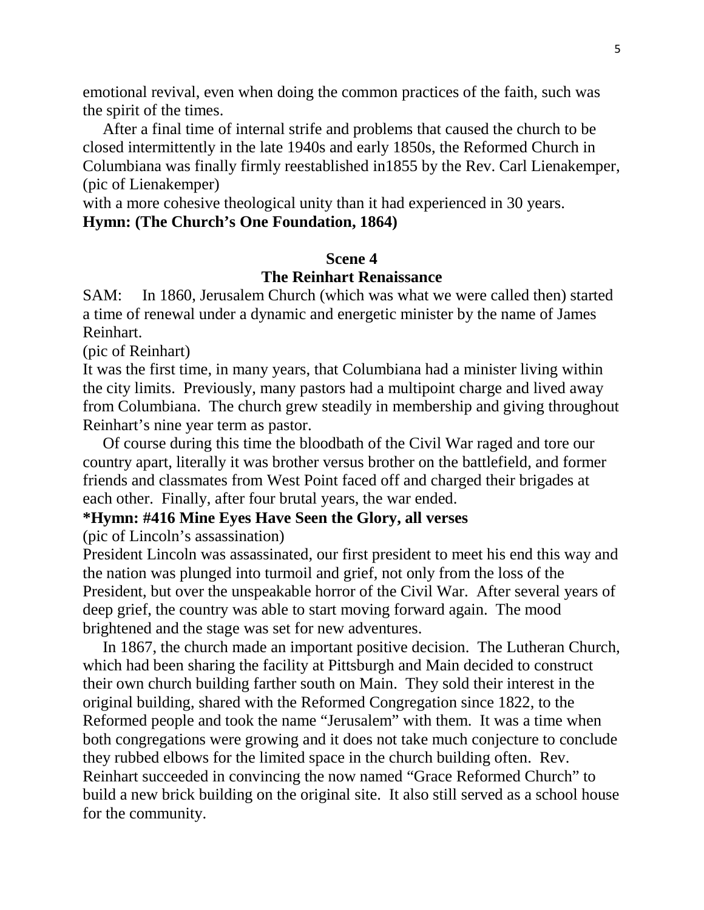emotional revival, even when doing the common practices of the faith, such was the spirit of the times.

After a final time of internal strife and problems that caused the church to be closed intermittently in the late 1940s and early 1850s, the Reformed Church in Columbiana was finally firmly reestablished in1855 by the Rev. Carl Lienakemper, (pic of Lienakemper)
with a more cohesive theological unity than it had experienced in 30 years.
**Hymn: (The Church's One Foundation, 1864)**

**Scene 4**
**The Reinhart Renaissance**

SAM: In 1860, Jerusalem Church (which was what we were called then) started a time of renewal under a dynamic and energetic minister by the name of James Reinhart.
(pic of Reinhart)
It was the first time, in many years, that Columbiana had a minister living within the city limits. Previously, many pastors had a multipoint charge and lived away from Columbiana. The church grew steadily in membership and giving throughout Reinhart's nine year term as pastor.

Of course during this time the bloodbath of the Civil War raged and tore our country apart, literally it was brother versus brother on the battlefield, and former friends and classmates from West Point faced off and charged their brigades at each other. Finally, after four brutal years, the war ended.
**\*Hymn: #416 Mine Eyes Have Seen the Glory, all verses**
(pic of Lincoln's assassination)
President Lincoln was assassinated, our first president to meet his end this way and the nation was plunged into turmoil and grief, not only from the loss of the President, but over the unspeakable horror of the Civil War. After several years of deep grief, the country was able to start moving forward again. The mood brightened and the stage was set for new adventures.

In 1867, the church made an important positive decision. The Lutheran Church, which had been sharing the facility at Pittsburgh and Main decided to construct their own church building farther south on Main. They sold their interest in the original building, shared with the Reformed Congregation since 1822, to the Reformed people and took the name "Jerusalem" with them. It was a time when both congregations were growing and it does not take much conjecture to conclude they rubbed elbows for the limited space in the church building often. Rev. Reinhart succeeded in convincing the now named "Grace Reformed Church" to build a new brick building on the original site. It also still served as a school house for the community.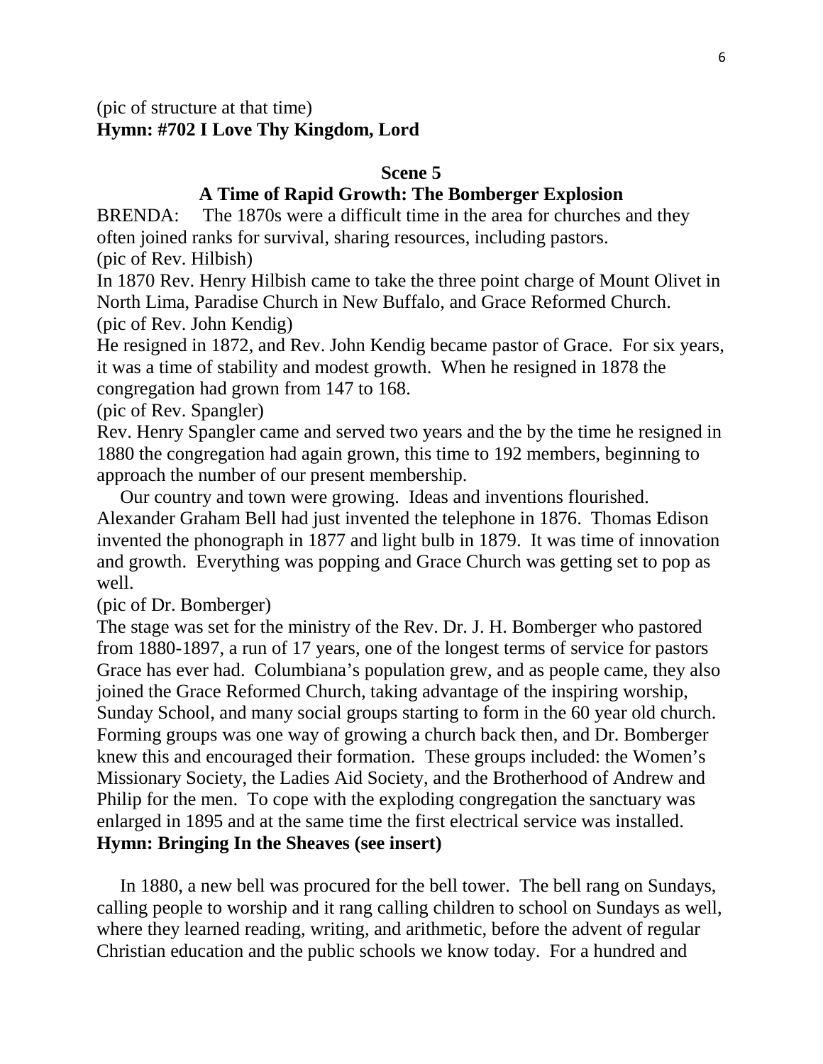(pic of structure at that time)
**Hymn: #702 I Love Thy Kingdom, Lord**

**Scene 5**

**A Time of Rapid Growth: The Bomberger Explosion**

BRENDA: The 1870s were a difficult time in the area for churches and they often joined ranks for survival, sharing resources, including pastors.
(pic of Rev. Hilbish)
In 1870 Rev. Henry Hilbish came to take the three point charge of Mount Olivet in North Lima, Paradise Church in New Buffalo, and Grace Reformed Church.
(pic of Rev. John Kendig)
He resigned in 1872, and Rev. John Kendig became pastor of Grace. For six years, it was a time of stability and modest growth. When he resigned in 1878 the congregation had grown from 147 to 168.
(pic of Rev. Spangler)
Rev. Henry Spangler came and served two years and the by the time he resigned in 1880 the congregation had again grown, this time to 192 members, beginning to approach the number of our present membership.

Our country and town were growing. Ideas and inventions flourished. Alexander Graham Bell had just invented the telephone in 1876. Thomas Edison invented the phonograph in 1877 and light bulb in 1879. It was time of innovation and growth. Everything was popping and Grace Church was getting set to pop as well.
(pic of Dr. Bomberger)
The stage was set for the ministry of the Rev. Dr. J. H. Bomberger who pastored from 1880-1897, a run of 17 years, one of the longest terms of service for pastors Grace has ever had. Columbiana's population grew, and as people came, they also joined the Grace Reformed Church, taking advantage of the inspiring worship, Sunday School, and many social groups starting to form in the 60 year old church. Forming groups was one way of growing a church back then, and Dr. Bomberger knew this and encouraged their formation. These groups included: the Women's Missionary Society, the Ladies Aid Society, and the Brotherhood of Andrew and Philip for the men. To cope with the exploding congregation the sanctuary was enlarged in 1895 and at the same time the first electrical service was installed.
**Hymn: Bringing In the Sheaves (see insert)**

In 1880, a new bell was procured for the bell tower. The bell rang on Sundays, calling people to worship and it rang calling children to school on Sundays as well, where they learned reading, writing, and arithmetic, before the advent of regular Christian education and the public schools we know today. For a hundred and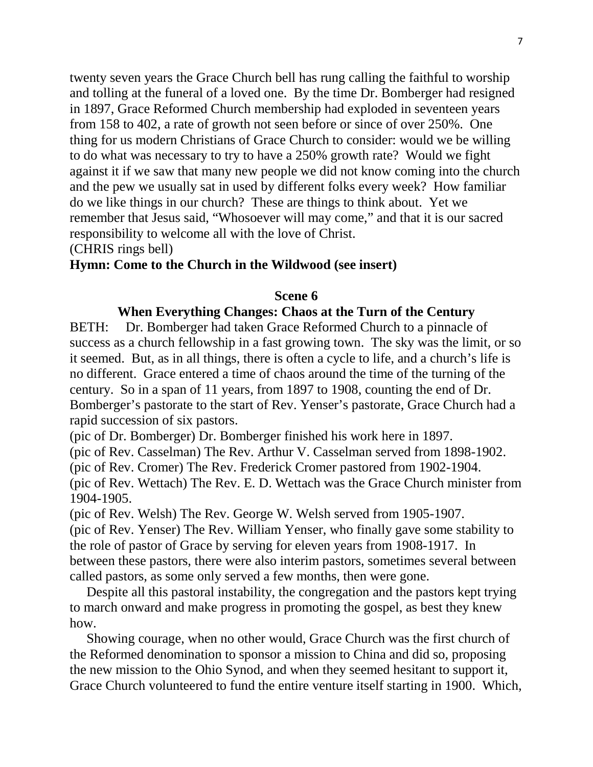twenty seven years the Grace Church bell has rung calling the faithful to worship and tolling at the funeral of a loved one. By the time Dr. Bomberger had resigned in 1897, Grace Reformed Church membership had exploded in seventeen years from 158 to 402, a rate of growth not seen before or since of over 250%. One thing for us modern Christians of Grace Church to consider: would we be willing to do what was necessary to try to have a 250% growth rate? Would we fight against it if we saw that many new people we did not know coming into the church and the pew we usually sat in used by different folks every week? How familiar do we like things in our church? These are things to think about. Yet we remember that Jesus said, "Whosoever will may come," and that it is our sacred responsibility to welcome all with the love of Christ.

(CHRIS rings bell)

**Hymn: Come to the Church in the Wildwood (see insert)**

**Scene 6**

**When Everything Changes: Chaos at the Turn of the Century**

BETH: Dr. Bomberger had taken Grace Reformed Church to a pinnacle of success as a church fellowship in a fast growing town. The sky was the limit, or so it seemed. But, as in all things, there is often a cycle to life, and a church's life is no different. Grace entered a time of chaos around the time of the turning of the century. So in a span of 11 years, from 1897 to 1908, counting the end of Dr. Bomberger's pastorate to the start of Rev. Yenser's pastorate, Grace Church had a rapid succession of six pastors.

(pic of Dr. Bomberger) Dr. Bomberger finished his work here in 1897.

(pic of Rev. Casselman) The Rev. Arthur V. Casselman served from 1898-1902.

(pic of Rev. Cromer) The Rev. Frederick Cromer pastored from 1902-1904.

(pic of Rev. Wettach) The Rev. E. D. Wettach was the Grace Church minister from 1904-1905.

(pic of Rev. Welsh) The Rev. George W. Welsh served from 1905-1907.

(pic of Rev. Yenser) The Rev. William Yenser, who finally gave some stability to the role of pastor of Grace by serving for eleven years from 1908-1917. In between these pastors, there were also interim pastors, sometimes several between called pastors, as some only served a few months, then were gone.

Despite all this pastoral instability, the congregation and the pastors kept trying to march onward and make progress in promoting the gospel, as best they knew how.

Showing courage, when no other would, Grace Church was the first church of the Reformed denomination to sponsor a mission to China and did so, proposing the new mission to the Ohio Synod, and when they seemed hesitant to support it, Grace Church volunteered to fund the entire venture itself starting in 1900. Which,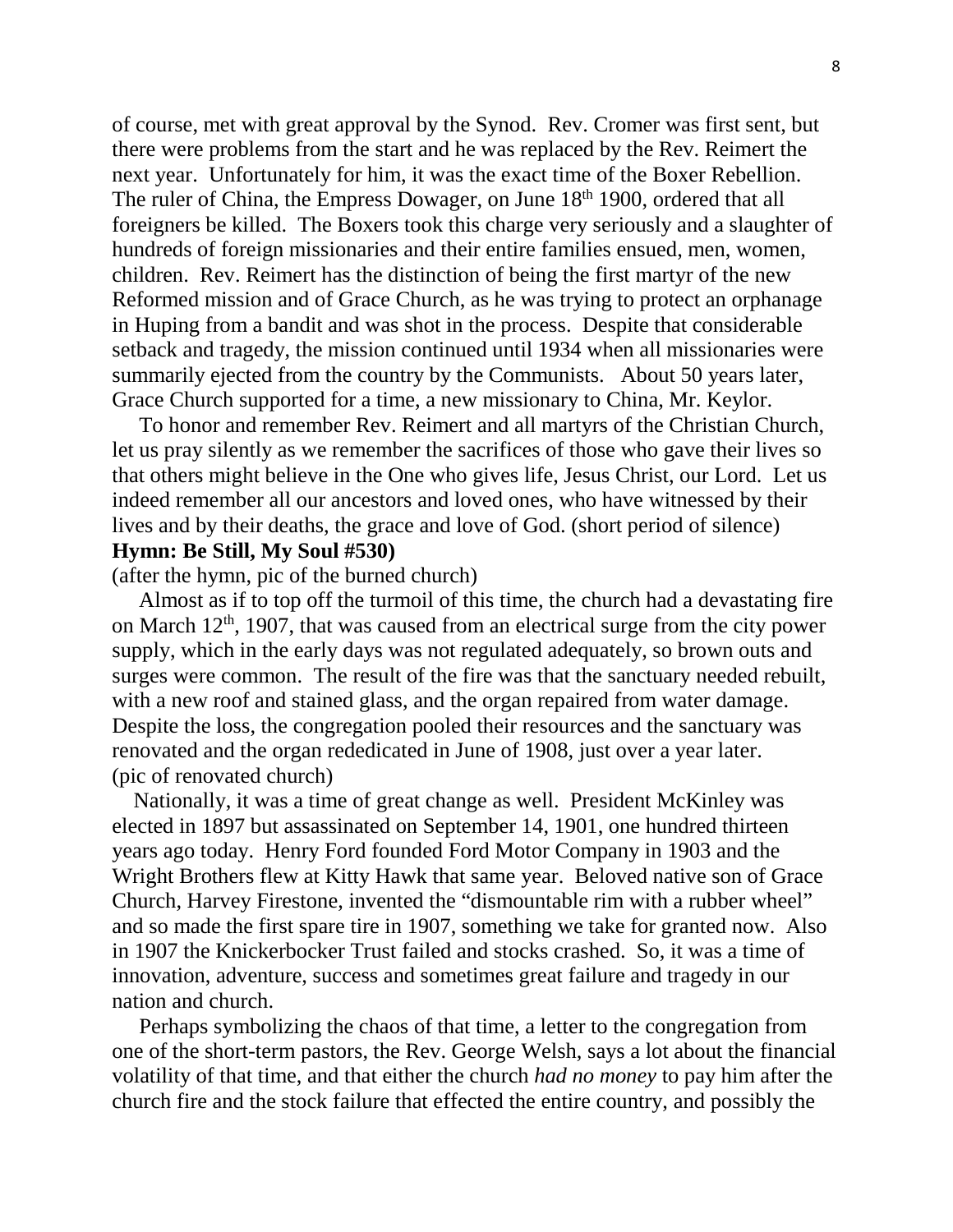of course, met with great approval by the Synod. Rev. Cromer was first sent, but there were problems from the start and he was replaced by the Rev. Reimert the next year. Unfortunately for him, it was the exact time of the Boxer Rebellion. The ruler of China, the Empress Dowager, on June 18th 1900, ordered that all foreigners be killed. The Boxers took this charge very seriously and a slaughter of hundreds of foreign missionaries and their entire families ensued, men, women, children. Rev. Reimert has the distinction of being the first martyr of the new Reformed mission and of Grace Church, as he was trying to protect an orphanage in Huping from a bandit and was shot in the process. Despite that considerable setback and tragedy, the mission continued until 1934 when all missionaries were summarily ejected from the country by the Communists. About 50 years later, Grace Church supported for a time, a new missionary to China, Mr. Keylor.

To honor and remember Rev. Reimert and all martyrs of the Christian Church, let us pray silently as we remember the sacrifices of those who gave their lives so that others might believe in the One who gives life, Jesus Christ, our Lord. Let us indeed remember all our ancestors and loved ones, who have witnessed by their lives and by their deaths, the grace and love of God. (short period of silence)

**Hymn: Be Still, My Soul #530)**

(after the hymn, pic of the burned church)

Almost as if to top off the turmoil of this time, the church had a devastating fire on March 12th, 1907, that was caused from an electrical surge from the city power supply, which in the early days was not regulated adequately, so brown outs and surges were common. The result of the fire was that the sanctuary needed rebuilt, with a new roof and stained glass, and the organ repaired from water damage. Despite the loss, the congregation pooled their resources and the sanctuary was renovated and the organ rededicated in June of 1908, just over a year later. (pic of renovated church)

Nationally, it was a time of great change as well. President McKinley was elected in 1897 but assassinated on September 14, 1901, one hundred thirteen years ago today. Henry Ford founded Ford Motor Company in 1903 and the Wright Brothers flew at Kitty Hawk that same year. Beloved native son of Grace Church, Harvey Firestone, invented the "dismountable rim with a rubber wheel" and so made the first spare tire in 1907, something we take for granted now. Also in 1907 the Knickerbocker Trust failed and stocks crashed. So, it was a time of innovation, adventure, success and sometimes great failure and tragedy in our nation and church.

Perhaps symbolizing the chaos of that time, a letter to the congregation from one of the short-term pastors, the Rev. George Welsh, says a lot about the financial volatility of that time, and that either the church *had no money* to pay him after the church fire and the stock failure that effected the entire country, and possibly the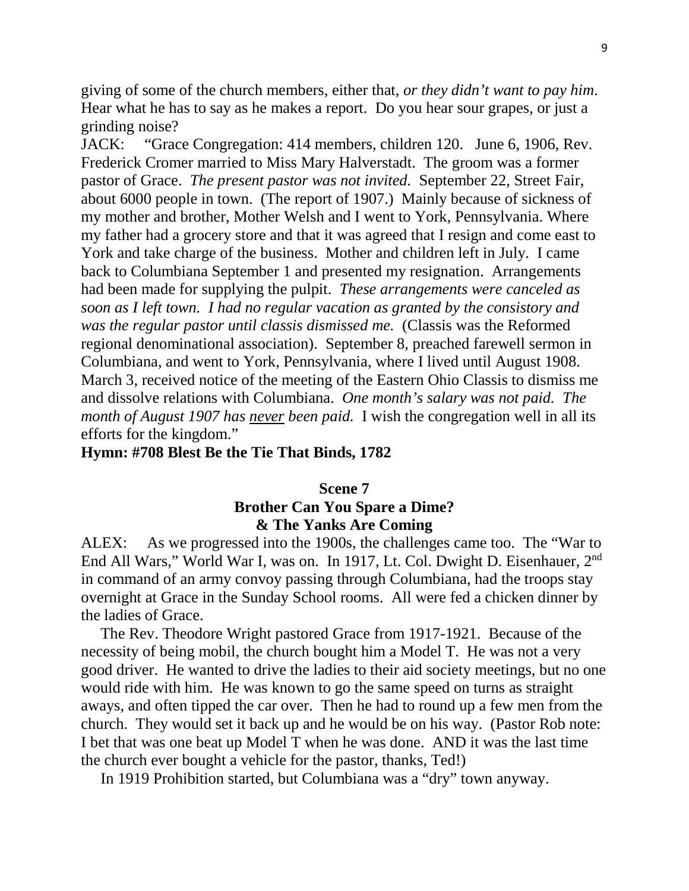giving of some of the church members, either that, *or they didn't want to pay him*. Hear what he has to say as he makes a report. Do you hear sour grapes, or just a grinding noise?

JACK: "Grace Congregation: 414 members, children 120. June 6, 1906, Rev. Frederick Cromer married to Miss Mary Halverstadt. The groom was a former pastor of Grace. *The present pastor was not invited.* September 22, Street Fair, about 6000 people in town. (The report of 1907.) Mainly because of sickness of my mother and brother, Mother Welsh and I went to York, Pennsylvania. Where my father had a grocery store and that it was agreed that I resign and come east to York and take charge of the business. Mother and children left in July. I came back to Columbiana September 1 and presented my resignation. Arrangements had been made for supplying the pulpit. *These arrangements were canceled as soon as I left town. I had no regular vacation as granted by the consistory and was the regular pastor until classis dismissed me.* (Classis was the Reformed regional denominational association). September 8, preached farewell sermon in Columbiana, and went to York, Pennsylvania, where I lived until August 1908. March 3, received notice of the meeting of the Eastern Ohio Classis to dismiss me and dissolve relations with Columbiana. *One month's salary was not paid. The month of August 1907 has <u>never</u> been paid.* I wish the congregation well in all its efforts for the kingdom."

**Hymn: #708 Blest Be the Tie That Binds, 1782**

### Scene 7
### Brother Can You Spare a Dime?
### & The Yanks Are Coming

ALEX: As we progressed into the 1900s, the challenges came too. The "War to End All Wars," World War I, was on. In 1917, Lt. Col. Dwight D. Eisenhauer, 2nd in command of an army convoy passing through Columbiana, had the troops stay overnight at Grace in the Sunday School rooms. All were fed a chicken dinner by the ladies of Grace.

The Rev. Theodore Wright pastored Grace from 1917-1921. Because of the necessity of being mobil, the church bought him a Model T. He was not a very good driver. He wanted to drive the ladies to their aid society meetings, but no one would ride with him. He was known to go the same speed on turns as straight aways, and often tipped the car over. Then he had to round up a few men from the church. They would set it back up and he would be on his way. (Pastor Rob note: I bet that was one beat up Model T when he was done. AND it was the last time the church ever bought a vehicle for the pastor, thanks, Ted!)

In 1919 Prohibition started, but Columbiana was a "dry" town anyway.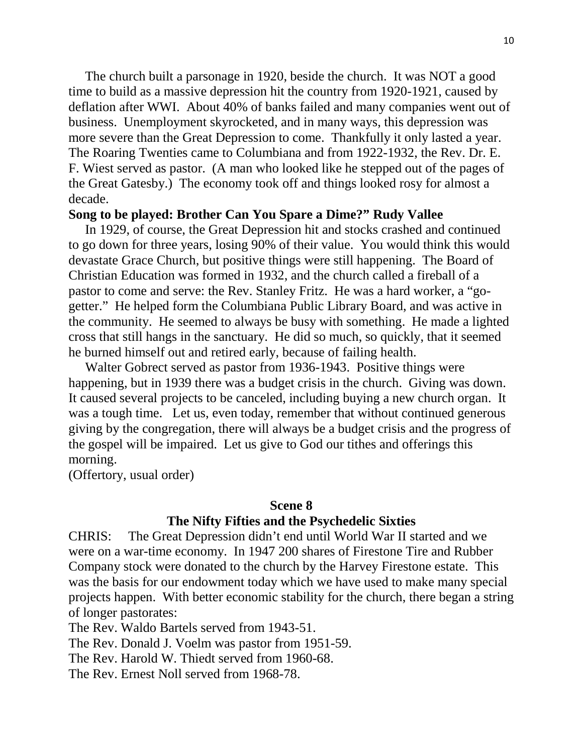The church built a parsonage in 1920, beside the church. It was NOT a good time to build as a massive depression hit the country from 1920-1921, caused by deflation after WWI. About 40% of banks failed and many companies went out of business. Unemployment skyrocketed, and in many ways, this depression was more severe than the Great Depression to come. Thankfully it only lasted a year. The Roaring Twenties came to Columbiana and from 1922-1932, the Rev. Dr. E. F. Wiest served as pastor. (A man who looked like he stepped out of the pages of the Great Gatesby.) The economy took off and things looked rosy for almost a decade.

**Song to be played: Brother Can You Spare a Dime?" Rudy Vallee**

In 1929, of course, the Great Depression hit and stocks crashed and continued to go down for three years, losing 90% of their value. You would think this would devastate Grace Church, but positive things were still happening. The Board of Christian Education was formed in 1932, and the church called a fireball of a pastor to come and serve: the Rev. Stanley Fritz. He was a hard worker, a "go-getter." He helped form the Columbiana Public Library Board, and was active in the community. He seemed to always be busy with something. He made a lighted cross that still hangs in the sanctuary. He did so much, so quickly, that it seemed he burned himself out and retired early, because of failing health.

Walter Gobrect served as pastor from 1936-1943. Positive things were happening, but in 1939 there was a budget crisis in the church. Giving was down. It caused several projects to be canceled, including buying a new church organ. It was a tough time. Let us, even today, remember that without continued generous giving by the congregation, there will always be a budget crisis and the progress of the gospel will be impaired. Let us give to God our tithes and offerings this morning.

(Offertory, usual order)

## Scene 8

## The Nifty Fifties and the Psychedelic Sixties

CHRIS: The Great Depression didn't end until World War II started and we were on a war-time economy. In 1947 200 shares of Firestone Tire and Rubber Company stock were donated to the church by the Harvey Firestone estate. This was the basis for our endowment today which we have used to make many special projects happen. With better economic stability for the church, there began a string of longer pastorates:

The Rev. Waldo Bartels served from 1943-51.

The Rev. Donald J. Voelm was pastor from 1951-59.

The Rev. Harold W. Thiedt served from 1960-68.

The Rev. Ernest Noll served from 1968-78.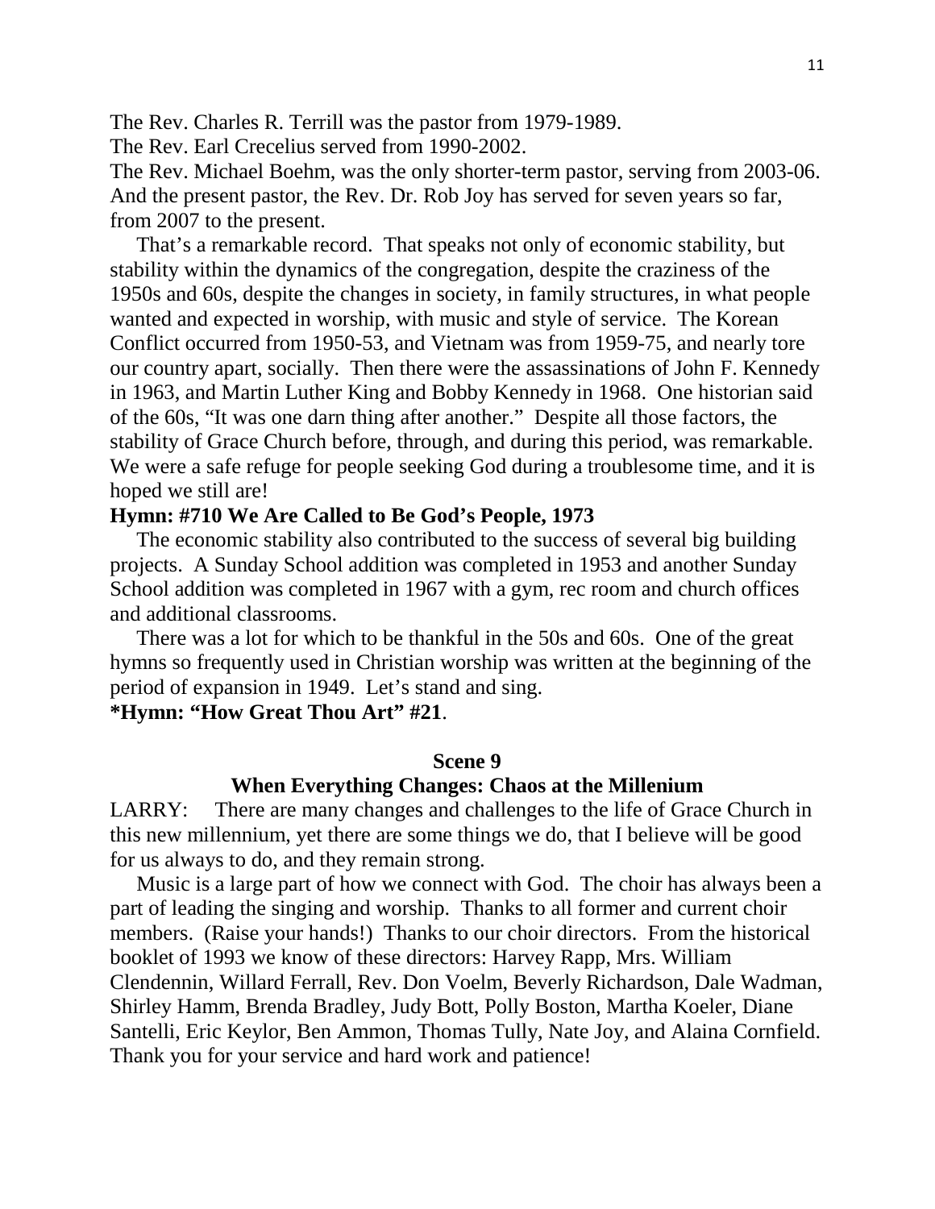The Rev. Charles R. Terrill was the pastor from 1979-1989.
The Rev. Earl Crecelius served from 1990-2002.
The Rev. Michael Boehm, was the only shorter-term pastor, serving from 2003-06. And the present pastor, the Rev. Dr. Rob Joy has served for seven years so far, from 2007 to the present.

That's a remarkable record. That speaks not only of economic stability, but stability within the dynamics of the congregation, despite the craziness of the 1950s and 60s, despite the changes in society, in family structures, in what people wanted and expected in worship, with music and style of service. The Korean Conflict occurred from 1950-53, and Vietnam was from 1959-75, and nearly tore our country apart, socially. Then there were the assassinations of John F. Kennedy in 1963, and Martin Luther King and Bobby Kennedy in 1968. One historian said of the 60s, "It was one darn thing after another." Despite all those factors, the stability of Grace Church before, through, and during this period, was remarkable. We were a safe refuge for people seeking God during a troublesome time, and it is hoped we still are!

**Hymn: #710 We Are Called to Be God's People, 1973**

The economic stability also contributed to the success of several big building projects. A Sunday School addition was completed in 1953 and another Sunday School addition was completed in 1967 with a gym, rec room and church offices and additional classrooms.

There was a lot for which to be thankful in the 50s and 60s. One of the great hymns so frequently used in Christian worship was written at the beginning of the period of expansion in 1949. Let's stand and sing.

**\*Hymn: "How Great Thou Art" #21**.

## Scene 9

## When Everything Changes: Chaos at the Millenium

LARRY: There are many changes and challenges to the life of Grace Church in this new millennium, yet there are some things we do, that I believe will be good for us always to do, and they remain strong.

Music is a large part of how we connect with God. The choir has always been a part of leading the singing and worship. Thanks to all former and current choir members. (Raise your hands!) Thanks to our choir directors. From the historical booklet of 1993 we know of these directors: Harvey Rapp, Mrs. William Clendennin, Willard Ferrall, Rev. Don Voelm, Beverly Richardson, Dale Wadman, Shirley Hamm, Brenda Bradley, Judy Bott, Polly Boston, Martha Koeler, Diane Santelli, Eric Keylor, Ben Ammon, Thomas Tully, Nate Joy, and Alaina Cornfield. Thank you for your service and hard work and patience!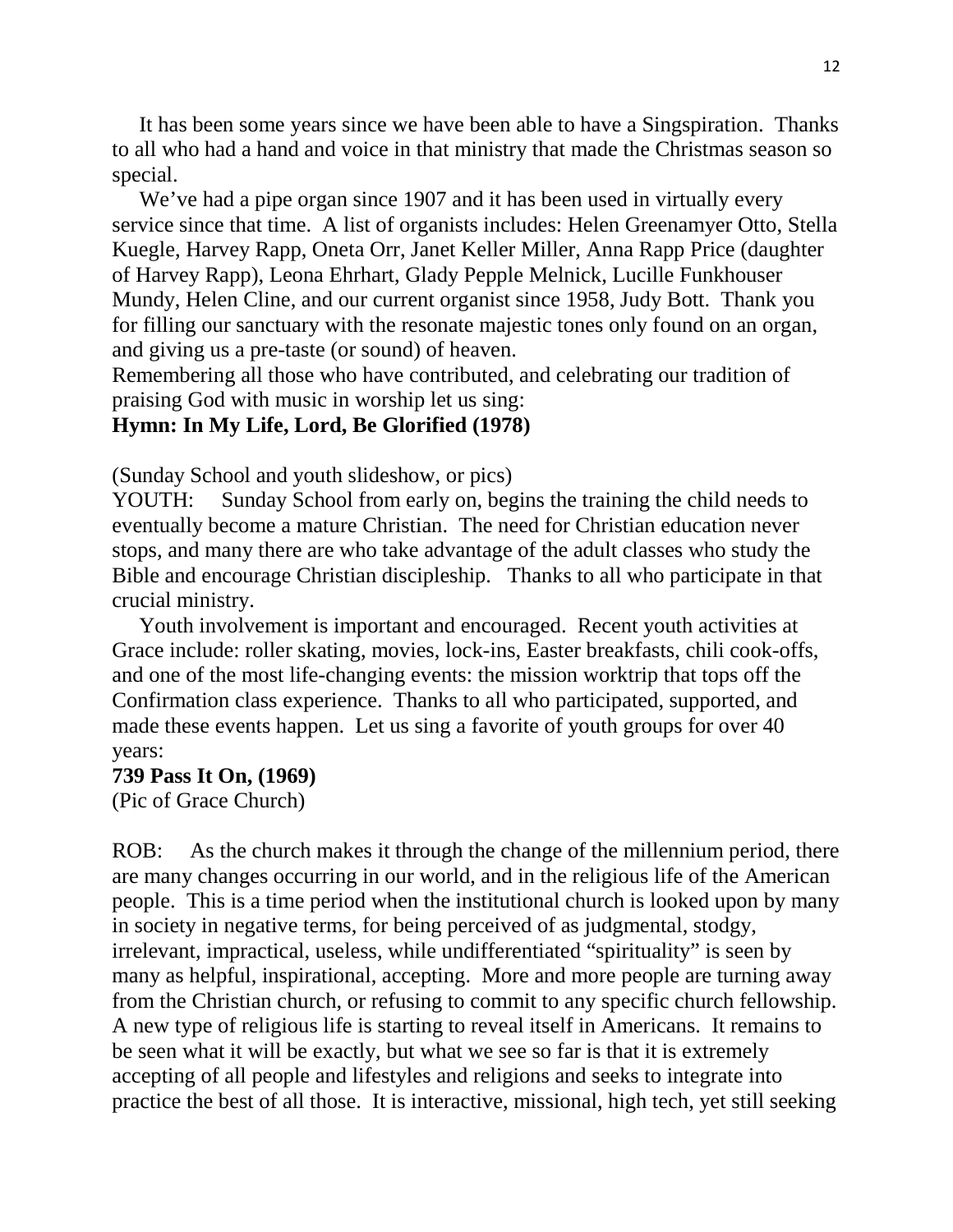It has been some years since we have been able to have a Singspiration. Thanks to all who had a hand and voice in that ministry that made the Christmas season so special.

We've had a pipe organ since 1907 and it has been used in virtually every service since that time. A list of organists includes: Helen Greenamyer Otto, Stella Kuegle, Harvey Rapp, Oneta Orr, Janet Keller Miller, Anna Rapp Price (daughter of Harvey Rapp), Leona Ehrhart, Glady Pepple Melnick, Lucille Funkhouser Mundy, Helen Cline, and our current organist since 1958, Judy Bott. Thank you for filling our sanctuary with the resonate majestic tones only found on an organ, and giving us a pre-taste (or sound) of heaven.

Remembering all those who have contributed, and celebrating our tradition of praising God with music in worship let us sing:

**Hymn: In My Life, Lord, Be Glorified (1978)**

(Sunday School and youth slideshow, or pics)

YOUTH: Sunday School from early on, begins the training the child needs to eventually become a mature Christian. The need for Christian education never stops, and many there are who take advantage of the adult classes who study the Bible and encourage Christian discipleship. Thanks to all who participate in that crucial ministry.

Youth involvement is important and encouraged. Recent youth activities at Grace include: roller skating, movies, lock-ins, Easter breakfasts, chili cook-offs, and one of the most life-changing events: the mission worktrip that tops off the Confirmation class experience. Thanks to all who participated, supported, and made these events happen. Let us sing a favorite of youth groups for over 40 years:

**739 Pass It On, (1969)**

(Pic of Grace Church)

ROB: As the church makes it through the change of the millennium period, there are many changes occurring in our world, and in the religious life of the American people. This is a time period when the institutional church is looked upon by many in society in negative terms, for being perceived of as judgmental, stodgy, irrelevant, impractical, useless, while undifferentiated "spirituality" is seen by many as helpful, inspirational, accepting. More and more people are turning away from the Christian church, or refusing to commit to any specific church fellowship. A new type of religious life is starting to reveal itself in Americans. It remains to be seen what it will be exactly, but what we see so far is that it is extremely accepting of all people and lifestyles and religions and seeks to integrate into practice the best of all those. It is interactive, missional, high tech, yet still seeking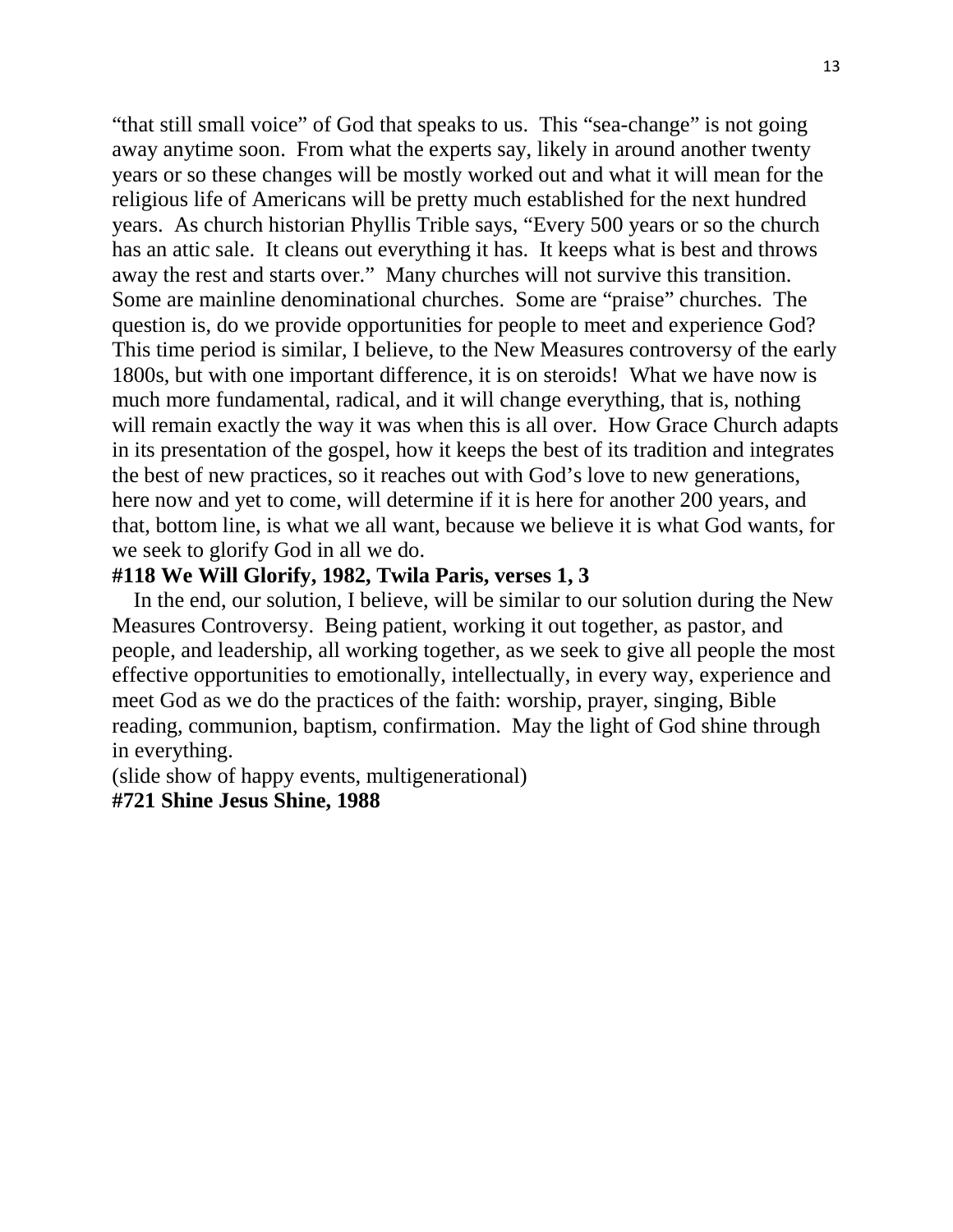"that still small voice" of God that speaks to us. This "sea-change" is not going away anytime soon. From what the experts say, likely in around another twenty years or so these changes will be mostly worked out and what it will mean for the religious life of Americans will be pretty much established for the next hundred years. As church historian Phyllis Trible says, "Every 500 years or so the church has an attic sale. It cleans out everything it has. It keeps what is best and throws away the rest and starts over." Many churches will not survive this transition. Some are mainline denominational churches. Some are "praise" churches. The question is, do we provide opportunities for people to meet and experience God? This time period is similar, I believe, to the New Measures controversy of the early 1800s, but with one important difference, it is on steroids! What we have now is much more fundamental, radical, and it will change everything, that is, nothing will remain exactly the way it was when this is all over. How Grace Church adapts in its presentation of the gospel, how it keeps the best of its tradition and integrates the best of new practices, so it reaches out with God's love to new generations, here now and yet to come, will determine if it is here for another 200 years, and that, bottom line, is what we all want, because we believe it is what God wants, for we seek to glorify God in all we do.

**#118 We Will Glorify, 1982, Twila Paris, verses 1, 3**

In the end, our solution, I believe, will be similar to our solution during the New Measures Controversy. Being patient, working it out together, as pastor, and people, and leadership, all working together, as we seek to give all people the most effective opportunities to emotionally, intellectually, in every way, experience and meet God as we do the practices of the faith: worship, prayer, singing, Bible reading, communion, baptism, confirmation. May the light of God shine through in everything.

(slide show of happy events, multigenerational)

**#721 Shine Jesus Shine, 1988**